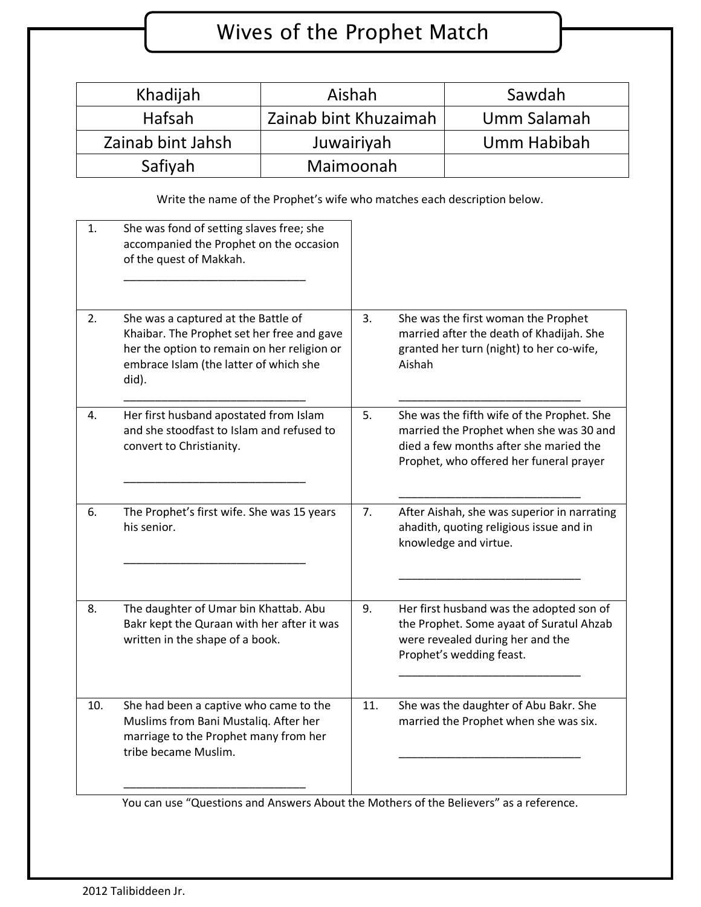# Wives of the Prophet Match

| Khadijah | Aishah | Sawdah |
|---|---|---|
| Hafsah | Zainab bint Khuzaimah | Umm Salamah |
| Zainab bint Jahsh | Juwairiyah | Umm Habibah |
| Safiyah | Maimoonah | |

Write the name of the Prophet's wife who matches each description below.

| | |
|---|---|
| 1. She was fond of setting slaves free; she accompanied the Prophet on the occasion of the quest of Makkah. ______________________________ | |
| 2. She was a captured at the Battle of Khaibar. The Prophet set her free and gave her the option to remain on her religion or embrace Islam (the latter of which she did). ______________________________ | 3. She was the first woman the Prophet married after the death of Khadijah. She granted her turn (night) to her co-wife, Aishah ______________________________ |
| 4. Her first husband apostated from Islam and she stoodfast to Islam and refused to convert to Christianity. ______________________________ | 5. She was the fifth wife of the Prophet. She married the Prophet when she was 30 and died a few months after she maried the Prophet, who offered her funeral prayer ______________________________ |
| 6. The Prophet's first wife. She was 15 years his senior. ______________________________ | 7. After Aishah, she was superior in narrating ahadith, quoting religious issue and in knowledge and virtue. ______________________________ |
| 8. The daughter of Umar bin Khattab. Abu Bakr kept the Quraan with her after it was written in the shape of a book. | 9. Her first husband was the adopted son of the Prophet. Some ayaat of Suratul Ahzab were revealed during her and the Prophet's wedding feast. ______________________________ |
| 10. She had been a captive who came to the Muslims from Bani Mustaliq. After her marriage to the Prophet many from her tribe became Muslim. ______________________________ | 11. She was the daughter of Abu Bakr. She married the Prophet when she was six. ______________________________ |

You can use "Questions and Answers About the Mothers of the Believers" as a reference.

2012 Talibiddeen Jr.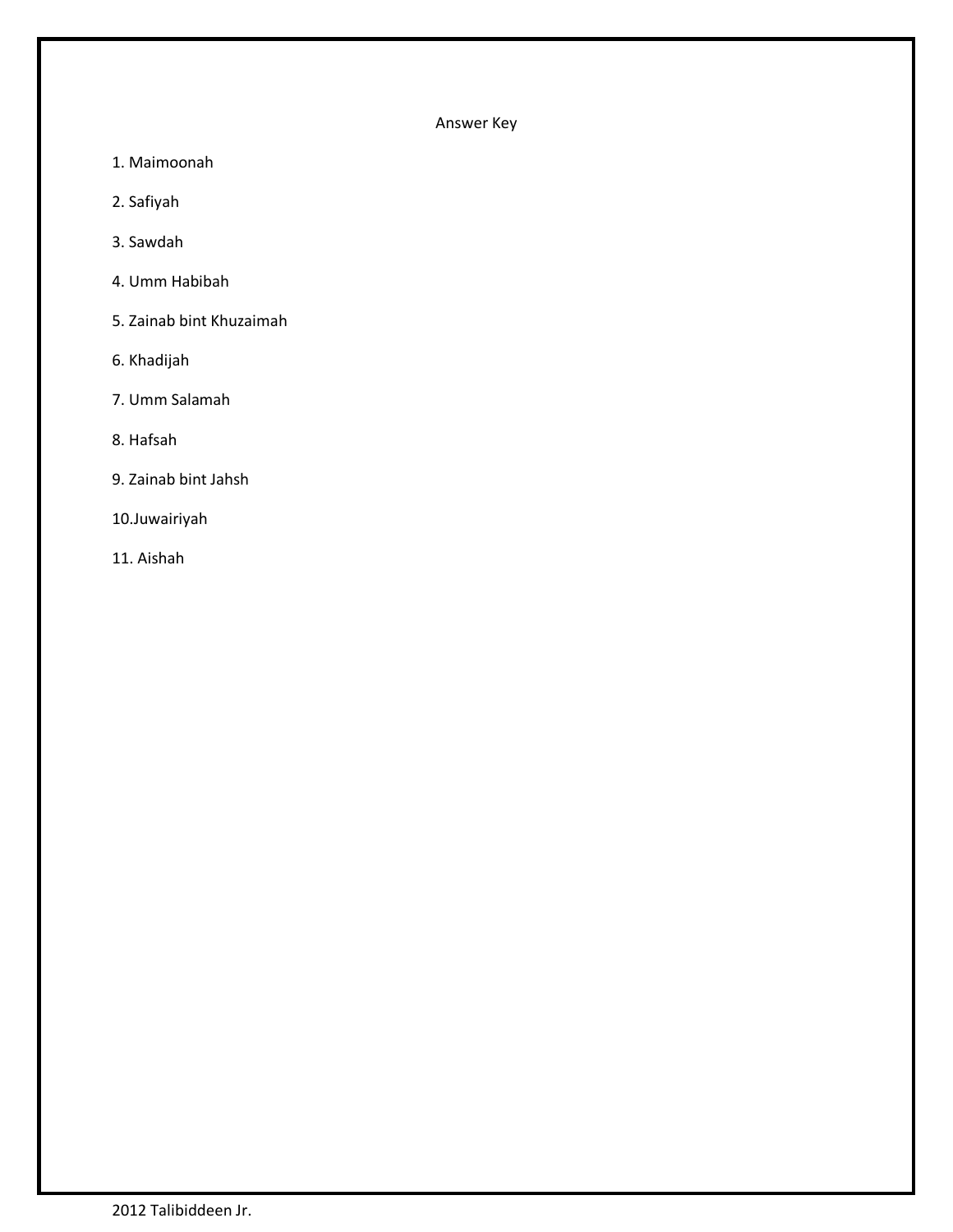Answer Key

1. Maimoonah
2. Safiyah
3. Sawdah
4. Umm Habibah
5. Zainab bint Khuzaimah
6. Khadijah
7. Umm Salamah
8. Hafsah
9. Zainab bint Jahsh
10. Juwairiyah
11. Aishah